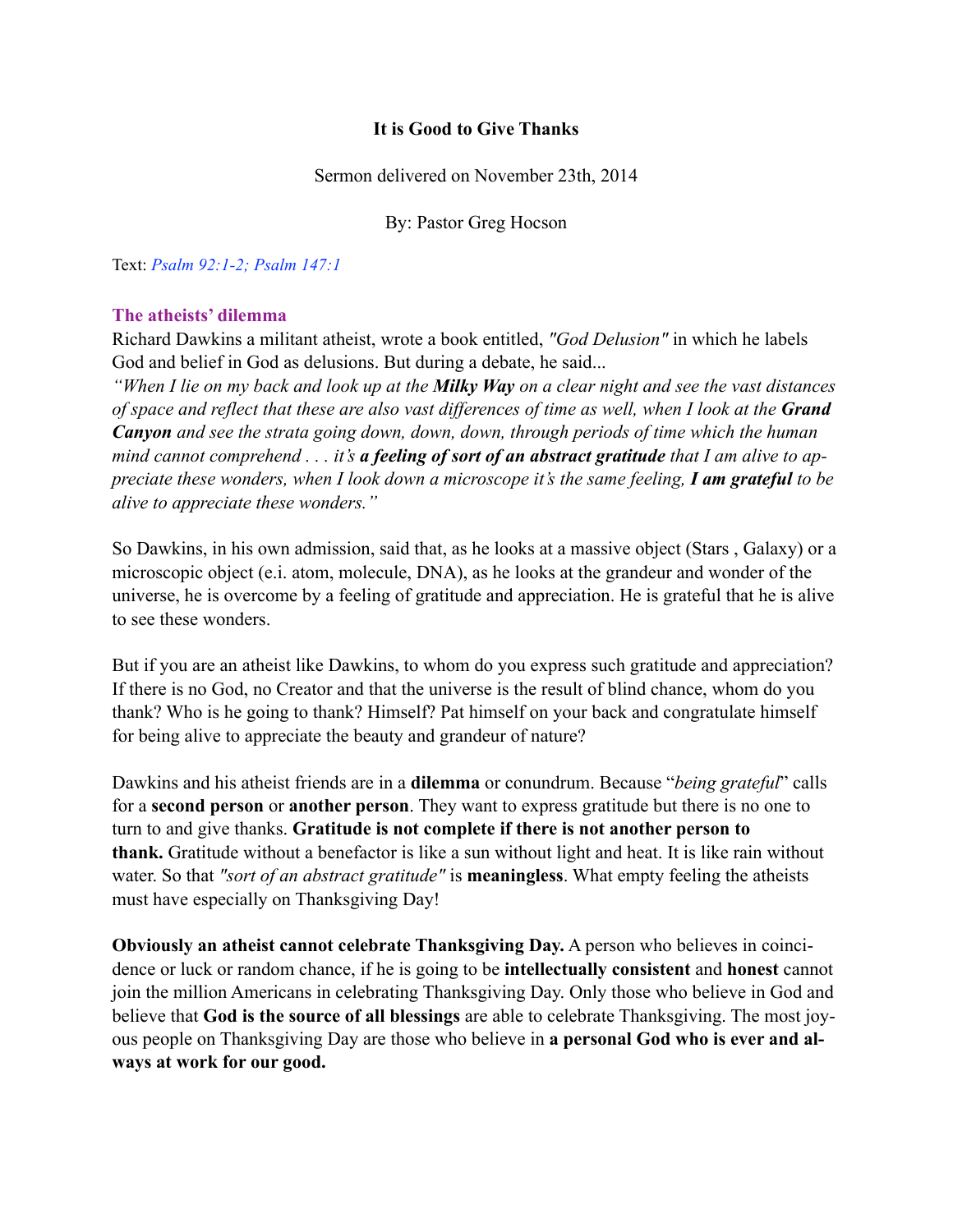**It is Good to Give Thanks**

Sermon delivered on November 23th, 2014

By: Pastor Greg Hocson

Text: *Psalm 92:1-2; Psalm 147:1*

### The atheists' dilemma

Richard Dawkins a militant atheist, wrote a book entitled, *"God Delusion"* in which he labels God and belief in God as delusions. But during a debate, he said...

*"When I lie on my back and look up at the* ***Milky Way*** *on a clear night and see the vast distances of space and reflect that these are also vast differences of time as well, when I look at the* ***Grand Canyon*** *and see the strata going down, down, down, through periods of time which the human mind cannot comprehend . . . it's* ***a feeling of sort of an abstract gratitude*** *that I am alive to appreciate these wonders, when I look down a microscope it's the same feeling,* ***I am grateful*** *to be alive to appreciate these wonders."*

So Dawkins, in his own admission, said that, as he looks at a massive object (Stars , Galaxy) or a microscopic object (e.i. atom, molecule, DNA), as he looks at the grandeur and wonder of the universe, he is overcome by a feeling of gratitude and appreciation. He is grateful that he is alive to see these wonders.

But if you are an atheist like Dawkins, to whom do you express such gratitude and appreciation? If there is no God, no Creator and that the universe is the result of blind chance, whom do you thank? Who is he going to thank? Himself? Pat himself on your back and congratulate himself for being alive to appreciate the beauty and grandeur of nature?

Dawkins and his atheist friends are in a **dilemma** or conundrum. Because "*being grateful*" calls for a **second person** or **another person**. They want to express gratitude but there is no one to turn to and give thanks. **Gratitude is not complete if there is not another person to thank.** Gratitude without a benefactor is like a sun without light and heat. It is like rain without water. So that *"sort of an abstract gratitude"* is **meaningless**. What empty feeling the atheists must have especially on Thanksgiving Day!

**Obviously an atheist cannot celebrate Thanksgiving Day.** A person who believes in coincidence or luck or random chance, if he is going to be **intellectually consistent** and **honest** cannot join the million Americans in celebrating Thanksgiving Day. Only those who believe in God and believe that **God is the source of all blessings** are able to celebrate Thanksgiving. The most joyous people on Thanksgiving Day are those who believe in **a personal God who is ever and always at work for our good.**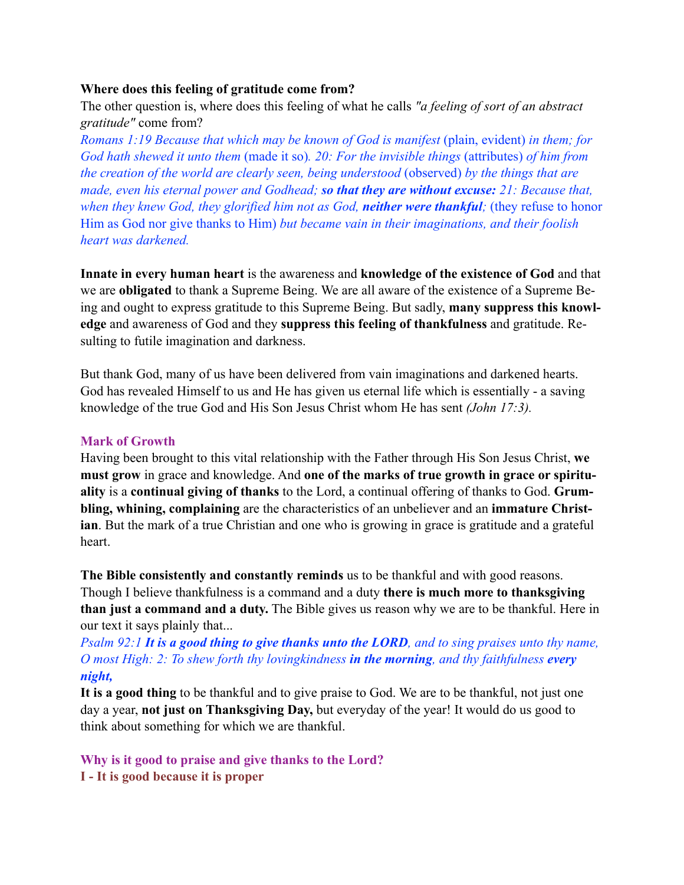**Where does this feeling of gratitude come from?**

The other question is, where does this feeling of what he calls *"a feeling of sort of an abstract gratitude"* come from?

*Romans 1:19 Because that which may be known of God is manifest* (plain, evident) *in them; for God hath shewed it unto them* (made it so)*. 20: For the invisible things* (attributes) *of him from the creation of the world are clearly seen, being understood* (observed) *by the things that are made, even his eternal power and Godhead;* ***so that they are without excuse:*** *21: Because that, when they knew God, they glorified him not as God,* ***neither were thankful****;* (they refuse to honor Him as God nor give thanks to Him) *but became vain in their imaginations, and their foolish heart was darkened.*

**Innate in every human heart** is the awareness and **knowledge of the existence of God** and that we are **obligated** to thank a Supreme Being. We are all aware of the existence of a Supreme Being and ought to express gratitude to this Supreme Being. But sadly, **many suppress this knowledge** and awareness of God and they **suppress this feeling of thankfulness** and gratitude. Resulting to futile imagination and darkness.

But thank God, many of us have been delivered from vain imaginations and darkened hearts. God has revealed Himself to us and He has given us eternal life which is essentially - a saving knowledge of the true God and His Son Jesus Christ whom He has sent *(John 17:3).*

**Mark of Growth**

Having been brought to this vital relationship with the Father through His Son Jesus Christ, **we must grow** in grace and knowledge. And **one of the marks of true growth in grace or spirituality** is a **continual giving of thanks** to the Lord, a continual offering of thanks to God. **Grumbling, whining, complaining** are the characteristics of an unbeliever and an **immature Christian**. But the mark of a true Christian and one who is growing in grace is gratitude and a grateful heart.

**The Bible consistently and constantly reminds** us to be thankful and with good reasons. Though I believe thankfulness is a command and a duty **there is much more to thanksgiving than just a command and a duty.** The Bible gives us reason why we are to be thankful. Here in our text it says plainly that...

*Psalm 92:1* ***It is a good thing to give thanks unto the LORD****, and to sing praises unto thy name, O most High: 2: To shew forth thy lovingkindness* ***in the morning****, and thy faithfulness* ***every night,***

**It is a good thing** to be thankful and to give praise to God. We are to be thankful, not just one day a year, **not just on Thanksgiving Day,** but everyday of the year! It would do us good to think about something for which we are thankful.

**Why is it good to praise and give thanks to the Lord?**

**I - It is good because it is proper**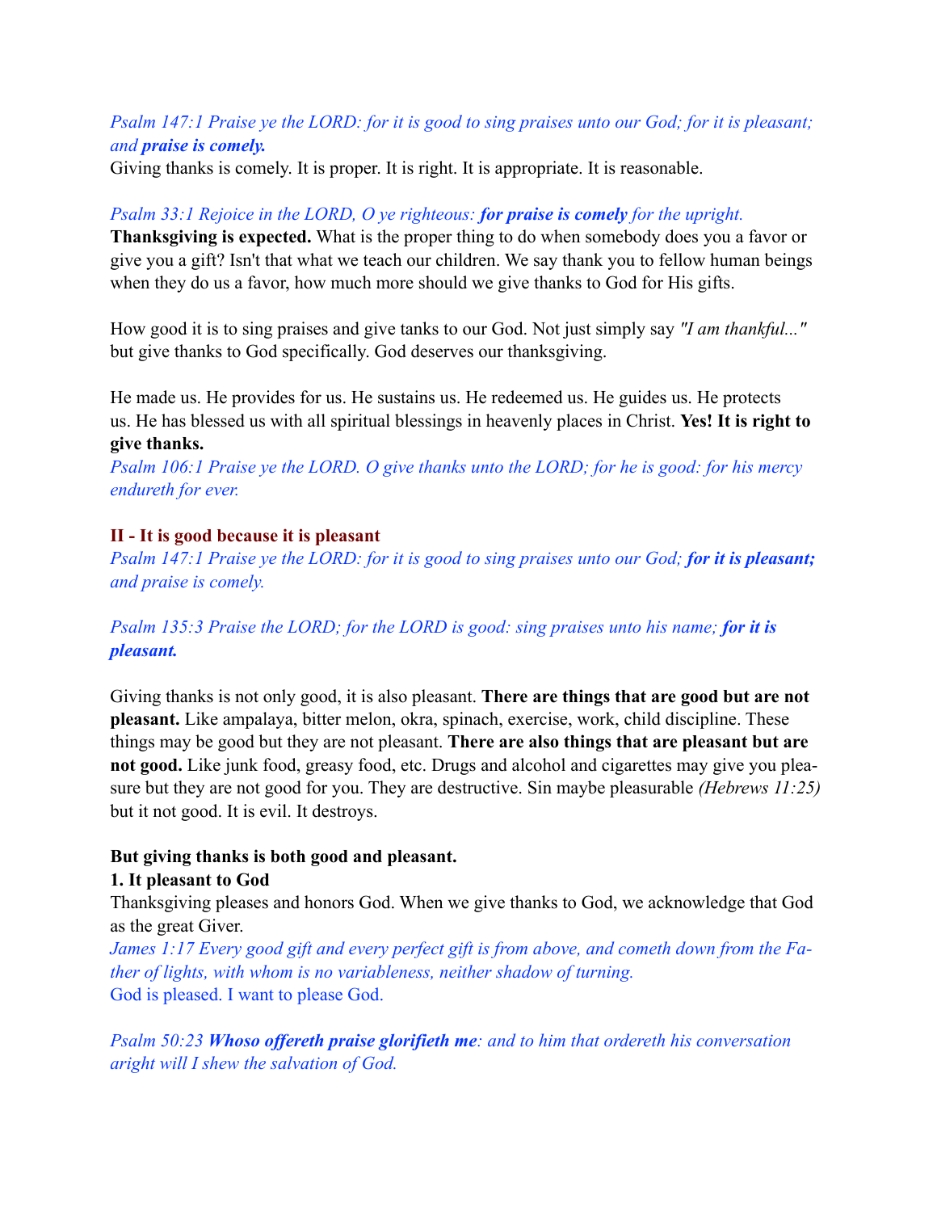*Psalm 147:1 Praise ye the LORD: for it is good to sing praises unto our God; for it is pleasant; and **praise is comely.***

Giving thanks is comely. It is proper. It is right. It is appropriate. It is reasonable.

*Psalm 33:1 Rejoice in the LORD, O ye righteous: **for praise is comely** for the upright.*

**Thanksgiving is expected.** What is the proper thing to do when somebody does you a favor or give you a gift? Isn't that what we teach our children. We say thank you to fellow human beings when they do us a favor, how much more should we give thanks to God for His gifts.

How good it is to sing praises and give tanks to our God. Not just simply say *"I am thankful..."* but give thanks to God specifically. God deserves our thanksgiving.

He made us. He provides for us. He sustains us. He redeemed us. He guides us. He protects us. He has blessed us with all spiritual blessings in heavenly places in Christ. **Yes! It is right to give thanks.**

*Psalm 106:1 Praise ye the LORD. O give thanks unto the LORD; for he is good: for his mercy endureth for ever.*

### II - It is good because it is pleasant

*Psalm 147:1 Praise ye the LORD: for it is good to sing praises unto our God; **for it is pleasant;** and praise is comely.*

*Psalm 135:3 Praise the LORD; for the LORD is good: sing praises unto his name; **for it is pleasant.***

Giving thanks is not only good, it is also pleasant. **There are things that are good but are not pleasant.** Like ampalaya, bitter melon, okra, spinach, exercise, work, child discipline. These things may be good but they are not pleasant. **There are also things that are pleasant but are not good.** Like junk food, greasy food, etc. Drugs and alcohol and cigarettes may give you pleasure but they are not good for you. They are destructive. Sin maybe pleasurable *(Hebrews 11:25)* but it not good. It is evil. It destroys.

**But giving thanks is both good and pleasant.**

**1. It pleasant to God**

Thanksgiving pleases and honors God. When we give thanks to God, we acknowledge that God as the great Giver.

*James 1:17 Every good gift and every perfect gift is from above, and cometh down from the Father of lights, with whom is no variableness, neither shadow of turning.*

God is pleased. I want to please God.

*Psalm 50:23 **Whoso offereth praise glorifieth me**: and to him that ordereth his conversation aright will I shew the salvation of God.*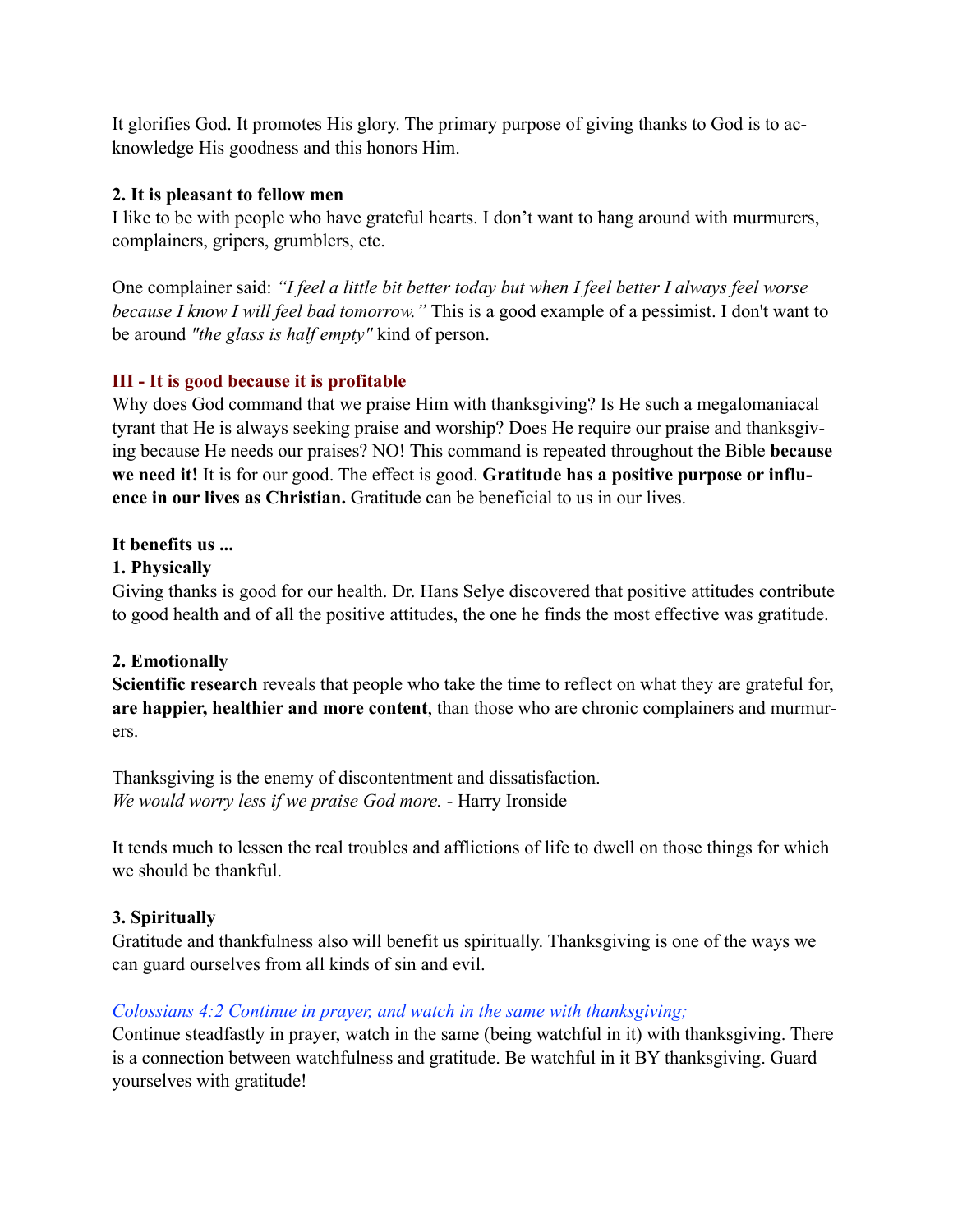It glorifies God. It promotes His glory. The primary purpose of giving thanks to God is to acknowledge His goodness and this honors Him.

**2. It is pleasant to fellow men**

I like to be with people who have grateful hearts. I don't want to hang around with murmurers, complainers, gripers, grumblers, etc.

One complainer said: *"I feel a little bit better today but when I feel better I always feel worse because I know I will feel bad tomorrow."* This is a good example of a pessimist. I don't want to be around *"the glass is half empty"* kind of person.

### III - It is good because it is profitable

Why does God command that we praise Him with thanksgiving? Is He such a megalomaniacal tyrant that He is always seeking praise and worship? Does He require our praise and thanksgiving because He needs our praises? NO! This command is repeated throughout the Bible **because we need it!** It is for our good. The effect is good. **Gratitude has a positive purpose or influence in our lives as Christian.** Gratitude can be beneficial to us in our lives.

**It benefits us ...**

**1. Physically**

Giving thanks is good for our health. Dr. Hans Selye discovered that positive attitudes contribute to good health and of all the positive attitudes, the one he finds the most effective was gratitude.

**2. Emotionally**

**Scientific research** reveals that people who take the time to reflect on what they are grateful for, **are happier, healthier and more content**, than those who are chronic complainers and murmurers.

Thanksgiving is the enemy of discontentment and dissatisfaction.
*We would worry less if we praise God more.* - Harry Ironside

It tends much to lessen the real troubles and afflictions of life to dwell on those things for which we should be thankful.

**3. Spiritually**

Gratitude and thankfulness also will benefit us spiritually. Thanksgiving is one of the ways we can guard ourselves from all kinds of sin and evil.

*Colossians 4:2 Continue in prayer, and watch in the same with thanksgiving;*

Continue steadfastly in prayer, watch in the same (being watchful in it) with thanksgiving. There is a connection between watchfulness and gratitude. Be watchful in it BY thanksgiving. Guard yourselves with gratitude!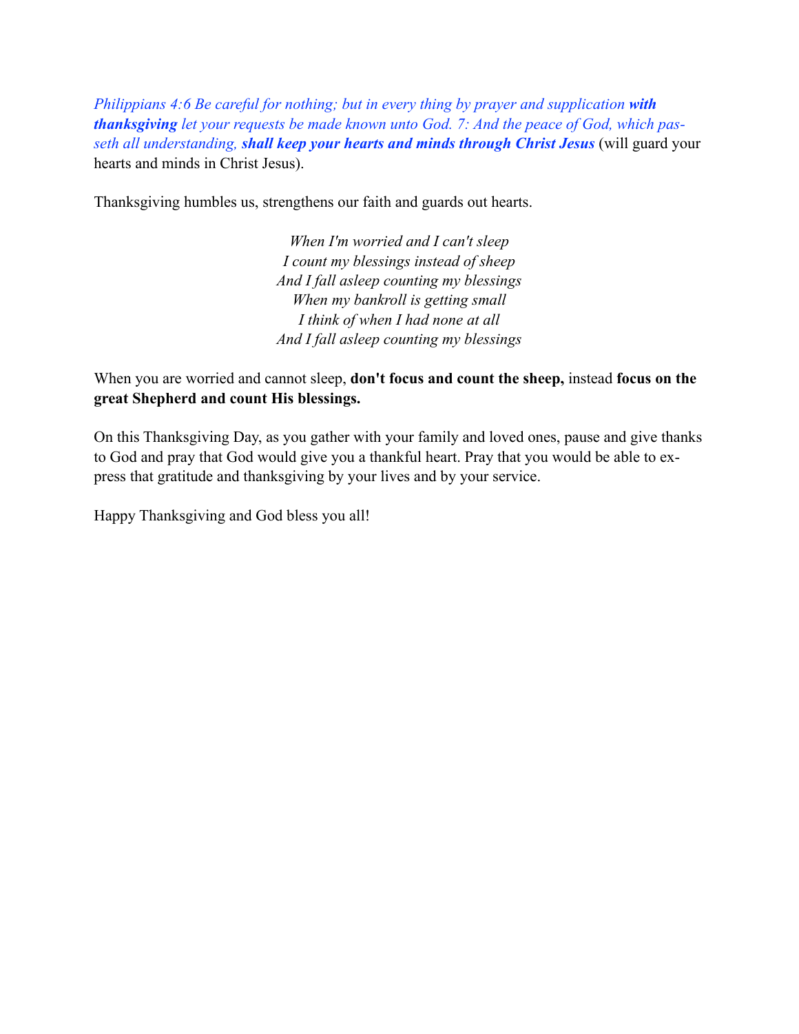*Philippians 4:6 Be careful for nothing; but in every thing by prayer and supplication **with thanksgiving** let your requests be made known unto God. 7: And the peace of God, which passeth all understanding, **shall keep your hearts and minds through Christ Jesus*** (will guard your hearts and minds in Christ Jesus).

Thanksgiving humbles us, strengthens our faith and guards out hearts.

*When I'm worried and I can't sleep*  
*I count my blessings instead of sheep*  
*And I fall asleep counting my blessings*  
*When my bankroll is getting small*  
*I think of when I had none at all*  
*And I fall asleep counting my blessings*

When you are worried and cannot sleep, **don't focus and count the sheep,** instead **focus on the great Shepherd and count His blessings.**

On this Thanksgiving Day, as you gather with your family and loved ones, pause and give thanks to God and pray that God would give you a thankful heart. Pray that you would be able to express that gratitude and thanksgiving by your lives and by your service.

Happy Thanksgiving and God bless you all!